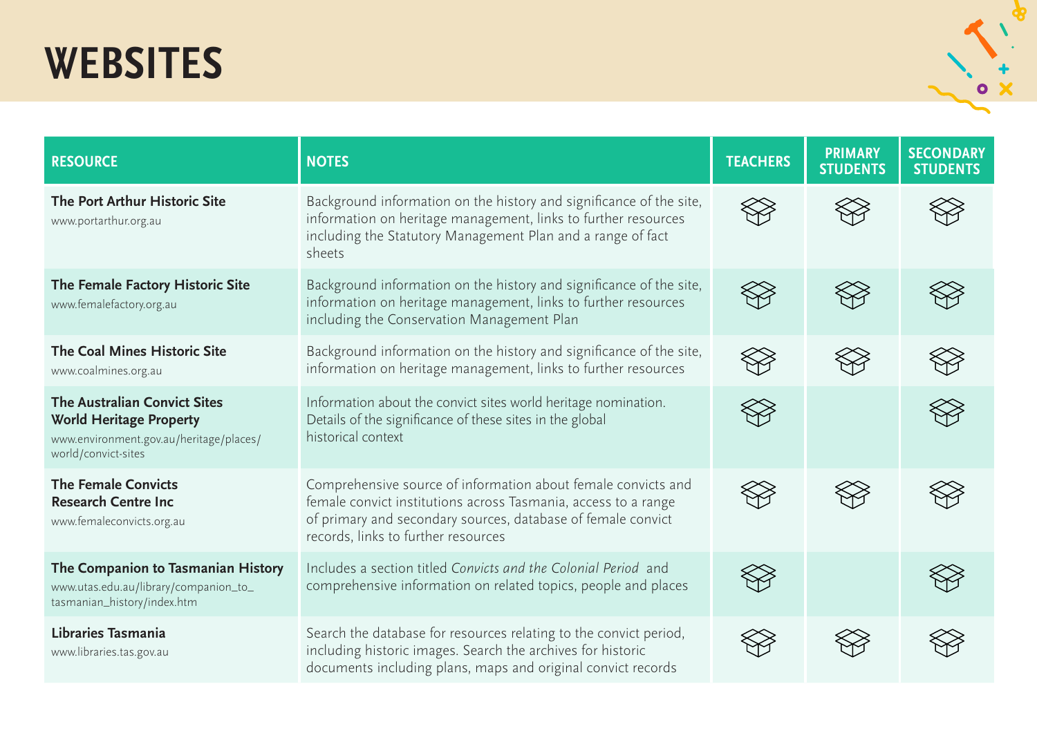# WEBSITES

| RESOURCE | NOTES | TEACHERS | PRIMARY STUDENTS | SECONDARY STUDENTS |
|---|---|---|---|---|
| **The Port Arthur Historic Site**<br>www.portarthur.org.au | Background information on the history and significance of the site, information on heritage management, links to further resources including the Statutory Management Plan and a range of fact sheets | ✓ | ✓ | ✓ |
| **The Female Factory Historic Site**<br>www.femalefactory.org.au | Background information on the history and significance of the site, information on heritage management, links to further resources including the Conservation Management Plan | ✓ | ✓ | ✓ |
| **The Coal Mines Historic Site**<br>www.coalmines.org.au | Background information on the history and significance of the site, information on heritage management, links to further resources | ✓ | ✓ | ✓ |
| **The Australian Convict Sites World Heritage Property**<br>www.environment.gov.au/heritage/places/world/convict-sites | Information about the convict sites world heritage nomination. Details of the significance of these sites in the global historical context | ✓ | | ✓ |
| **The Female Convicts Research Centre Inc**<br>www.femaleconvicts.org.au | Comprehensive source of information about female convicts and female convict institutions across Tasmania, access to a range of primary and secondary sources, database of female convict records, links to further resources | ✓ | ✓ | ✓ |
| **The Companion to Tasmanian History**<br>www.utas.edu.au/library/companion_to_tasmanian_history/index.htm | Includes a section titled *Convicts and the Colonial Period* and comprehensive information on related topics, people and places | ✓ | | ✓ |
| **Libraries Tasmania**<br>www.libraries.tas.gov.au | Search the database for resources relating to the convict period, including historic images. Search the archives for historic documents including plans, maps and original convict records | ✓ | ✓ | ✓ |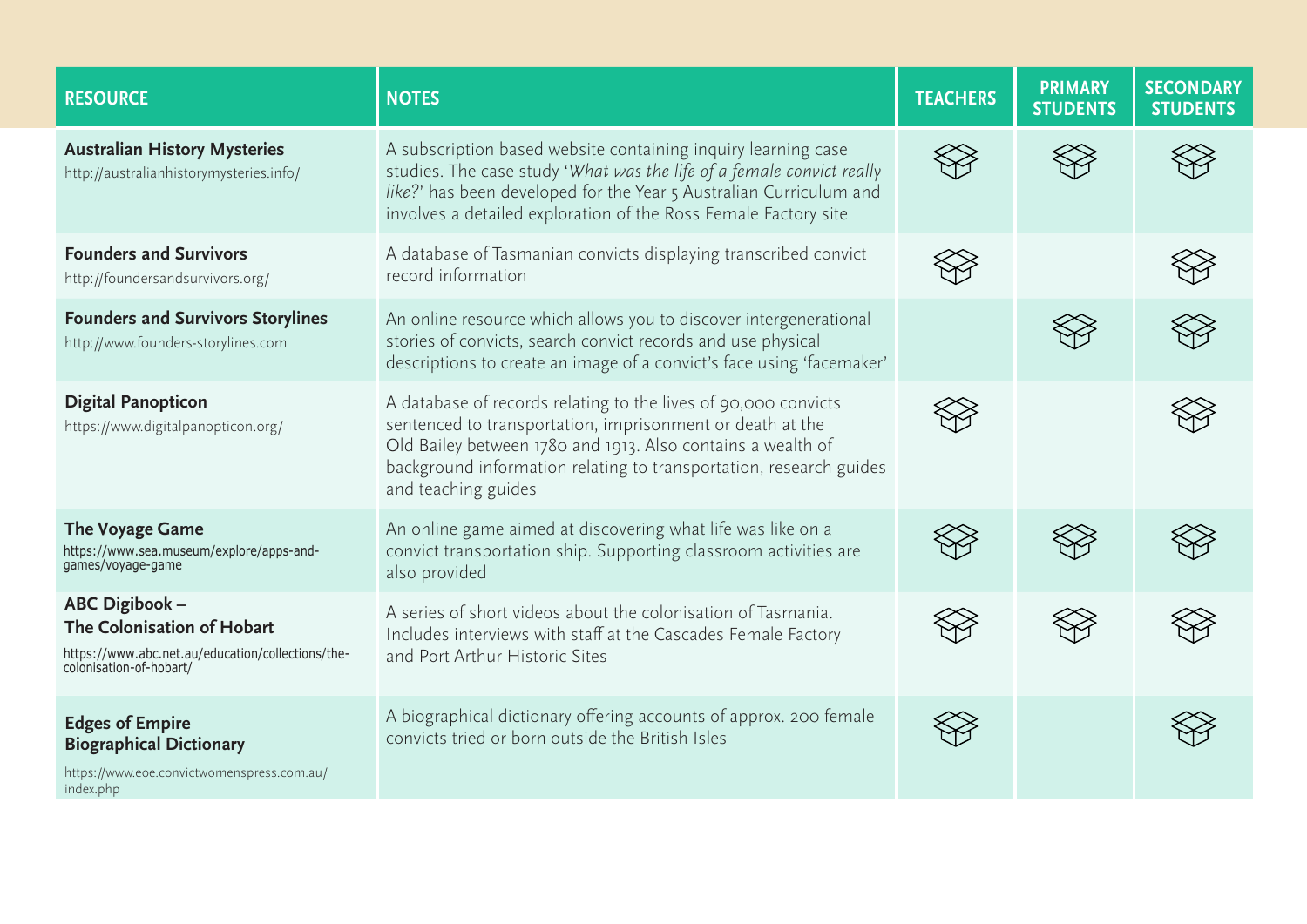| RESOURCE | NOTES | TEACHERS | PRIMARY STUDENTS | SECONDARY STUDENTS |
|---|---|---|---|---|
| **Australian History Mysteries** http://australianhistorymysteries.info/ | A subscription based website containing inquiry learning case studies. The case study '*What was the life of a female convict really like?*' has been developed for the Year 5 Australian Curriculum and involves a detailed exploration of the Ross Female Factory site | ✓ | ✓ | ✓ |
| **Founders and Survivors** http://foundersandsurvivors.org/ | A database of Tasmanian convicts displaying transcribed convict record information | ✓ | | ✓ |
| **Founders and Survivors Storylines** http://www.founders-storylines.com | An online resource which allows you to discover intergenerational stories of convicts, search convict records and use physical descriptions to create an image of a convict's face using 'facemaker' | | ✓ | ✓ |
| **Digital Panopticon** https://www.digitalpanopticon.org/ | A database of records relating to the lives of 90,000 convicts sentenced to transportation, imprisonment or death at the Old Bailey between 1780 and 1913. Also contains a wealth of background information relating to transportation, research guides and teaching guides | ✓ | | ✓ |
| **The Voyage Game** https://www.sea.museum/explore/apps-and-games/voyage-game | An online game aimed at discovering what life was like on a convict transportation ship. Supporting classroom activities are also provided | ✓ | ✓ | ✓ |
| **ABC Digibook – The Colonisation of Hobart** https://www.abc.net.au/education/collections/the-colonisation-of-hobart/ | A series of short videos about the colonisation of Tasmania. Includes interviews with staff at the Cascades Female Factory and Port Arthur Historic Sites | ✓ | ✓ | ✓ |
| **Edges of Empire Biographical Dictionary** https://www.eoe.convictwomenspress.com.au/index.php | A biographical dictionary offering accounts of approx. 200 female convicts tried or born outside the British Isles | ✓ | | ✓ |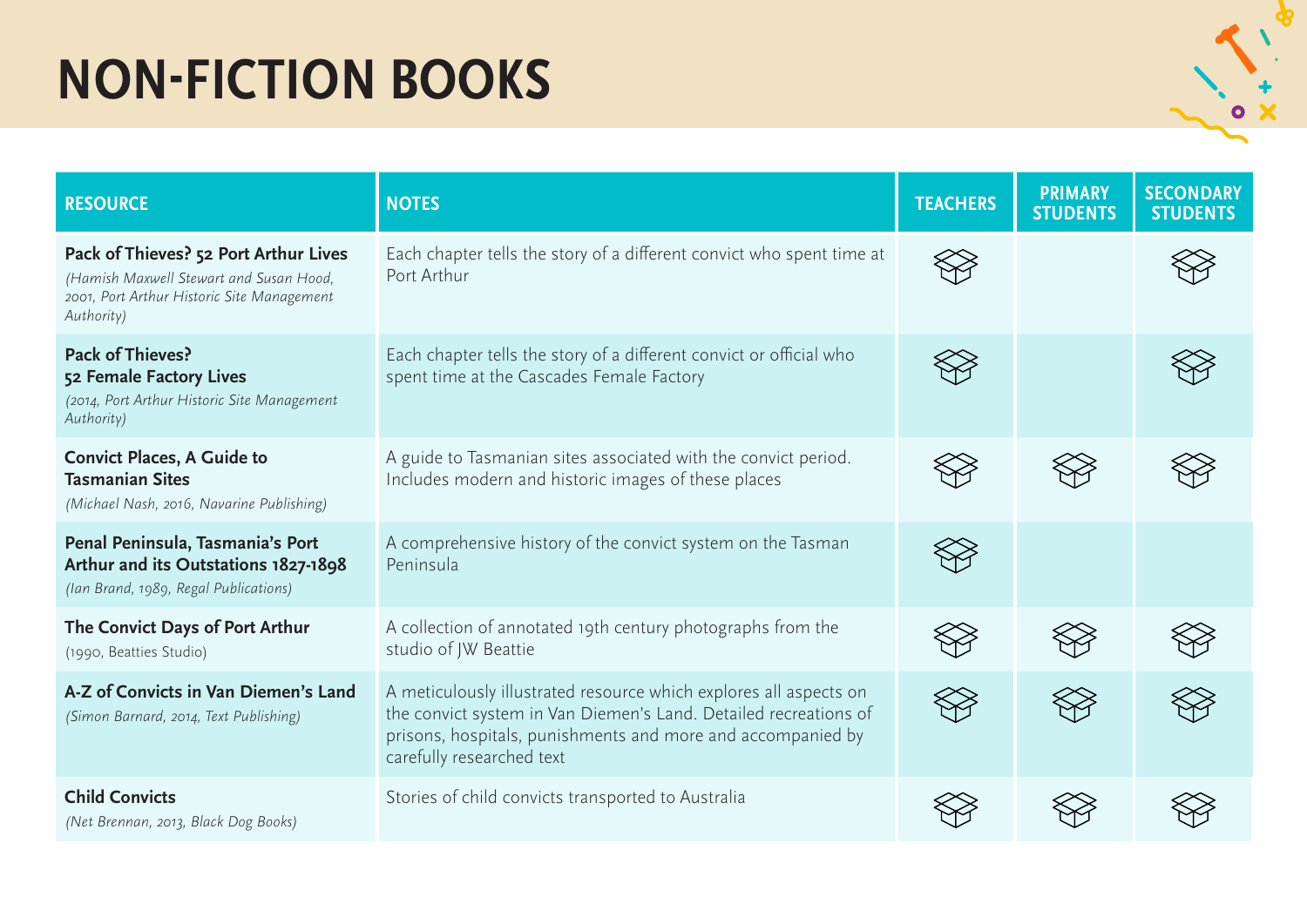# NON-FICTION BOOKS

| RESOURCE | NOTES | TEACHERS | PRIMARY STUDENTS | SECONDARY STUDENTS |
|---|---|---|---|---|
| **Pack of Thieves? 52 Port Arthur Lives** *(Hamish Maxwell Stewart and Susan Hood, 2001, Port Arthur Historic Site Management Authority)* | Each chapter tells the story of a different convict who spent time at Port Arthur | ✓ | | ✓ |
| **Pack of Thieves? 52 Female Factory Lives** *(2014, Port Arthur Historic Site Management Authority)* | Each chapter tells the story of a different convict or official who spent time at the Cascades Female Factory | ✓ | | ✓ |
| **Convict Places, A Guide to Tasmanian Sites** *(Michael Nash, 2016, Navarine Publishing)* | A guide to Tasmanian sites associated with the convict period. Includes modern and historic images of these places | ✓ | ✓ | ✓ |
| **Penal Peninsula, Tasmania's Port Arthur and its Outstations 1827-1898** *(Ian Brand, 1989, Regal Publications)* | A comprehensive history of the convict system on the Tasman Peninsula | ✓ | | |
| **The Convict Days of Port Arthur** (1990, Beatties Studio) | A collection of annotated 19th century photographs from the studio of JW Beattie | ✓ | ✓ | ✓ |
| **A-Z of Convicts in Van Diemen's Land** *(Simon Barnard, 2014, Text Publishing)* | A meticulously illustrated resource which explores all aspects on the convict system in Van Diemen's Land. Detailed recreations of prisons, hospitals, punishments and more and accompanied by carefully researched text | ✓ | ✓ | ✓ |
| **Child Convicts** *(Net Brennan, 2013, Black Dog Books)* | Stories of child convicts transported to Australia | ✓ | ✓ | ✓ |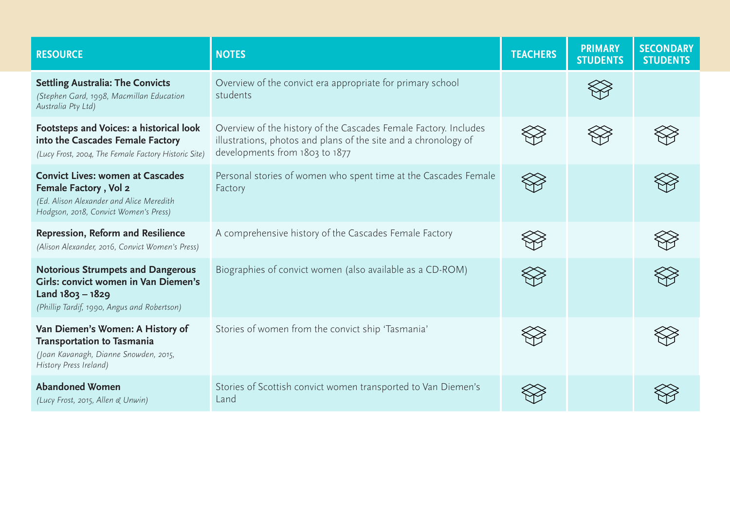| RESOURCE | NOTES | TEACHERS | PRIMARY STUDENTS | SECONDARY STUDENTS |
|---|---|---|---|---|
| **Settling Australia: The Convicts** *(Stephen Gard, 1998, Macmillan Education Australia Pty Ltd)* | Overview of the convict era appropriate for primary school students | | ✓ | |
| **Footsteps and Voices: a historical look into the Cascades Female Factory** *(Lucy Frost, 2004, The Female Factory Historic Site)* | Overview of the history of the Cascades Female Factory. Includes illustrations, photos and plans of the site and a chronology of developments from 1803 to 1877 | ✓ | ✓ | ✓ |
| **Convict Lives: women at Cascades Female Factory , Vol 2** *(Ed. Alison Alexander and Alice Meredith Hodgson, 2018, Convict Women's Press)* | Personal stories of women who spent time at the Cascades Female Factory | ✓ | | ✓ |
| **Repression, Reform and Resilience** *(Alison Alexander, 2016, Convict Women's Press)* | A comprehensive history of the Cascades Female Factory | ✓ | | ✓ |
| **Notorious Strumpets and Dangerous Girls: convict women in Van Diemen's Land 1803 – 1829** *(Phillip Tardif, 1990, Angus and Robertson)* | Biographies of convict women (also available as a CD-ROM) | ✓ | | ✓ |
| **Van Diemen's Women: A History of Transportation to Tasmania** *(Joan Kavanagh, Dianne Snowden, 2015, History Press Ireland)* | Stories of women from the convict ship 'Tasmania' | ✓ | | ✓ |
| **Abandoned Women** *(Lucy Frost, 2015, Allen & Unwin)* | Stories of Scottish convict women transported to Van Diemen's Land | ✓ | | ✓ |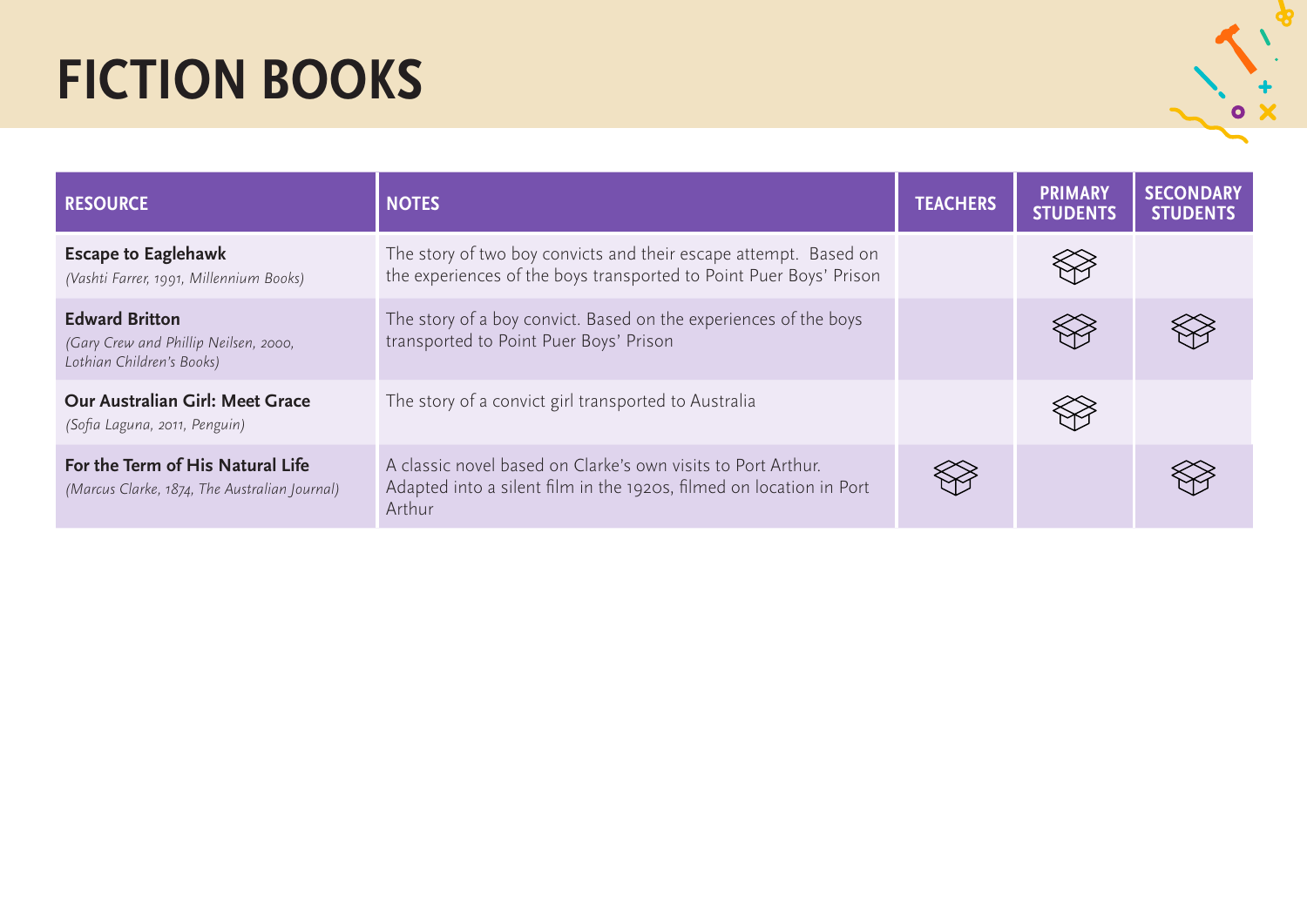# FICTION BOOKS

| RESOURCE | NOTES | TEACHERS | PRIMARY STUDENTS | SECONDARY STUDENTS |
|---|---|---|---|---|
| **Escape to Eaglehawk**<br>*(Vashti Farrer, 1991, Millennium Books)* | The story of two boy convicts and their escape attempt. Based on the experiences of the boys transported to Point Puer Boys' Prison | | ✓ | |
| **Edward Britton**<br>*(Gary Crew and Phillip Neilsen, 2000, Lothian Children's Books)* | The story of a boy convict. Based on the experiences of the boys transported to Point Puer Boys' Prison | | ✓ | ✓ |
| **Our Australian Girl: Meet Grace**<br>*(Sofia Laguna, 2011, Penguin)* | The story of a convict girl transported to Australia | | ✓ | |
| **For the Term of His Natural Life**<br>*(Marcus Clarke, 1874, The Australian Journal)* | A classic novel based on Clarke's own visits to Port Arthur. Adapted into a silent film in the 1920s, filmed on location in Port Arthur | ✓ | | ✓ |